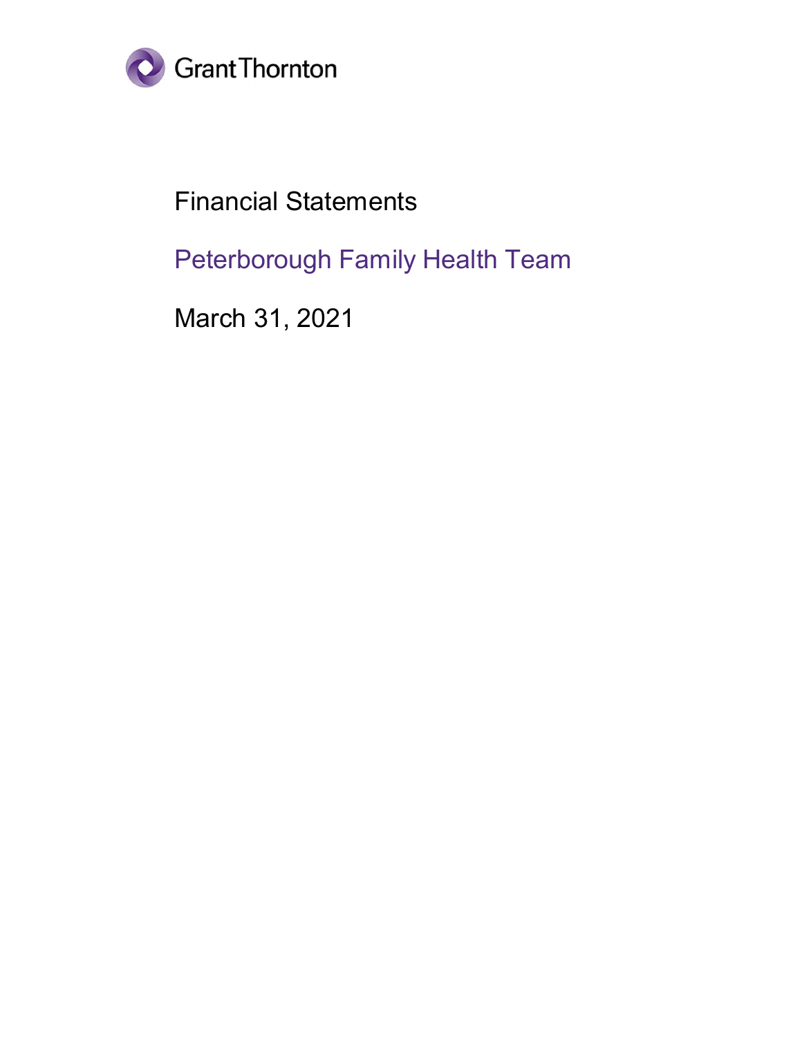Grant Thornton

Financial Statements

# Peterborough Family Health Team

March 31, 2021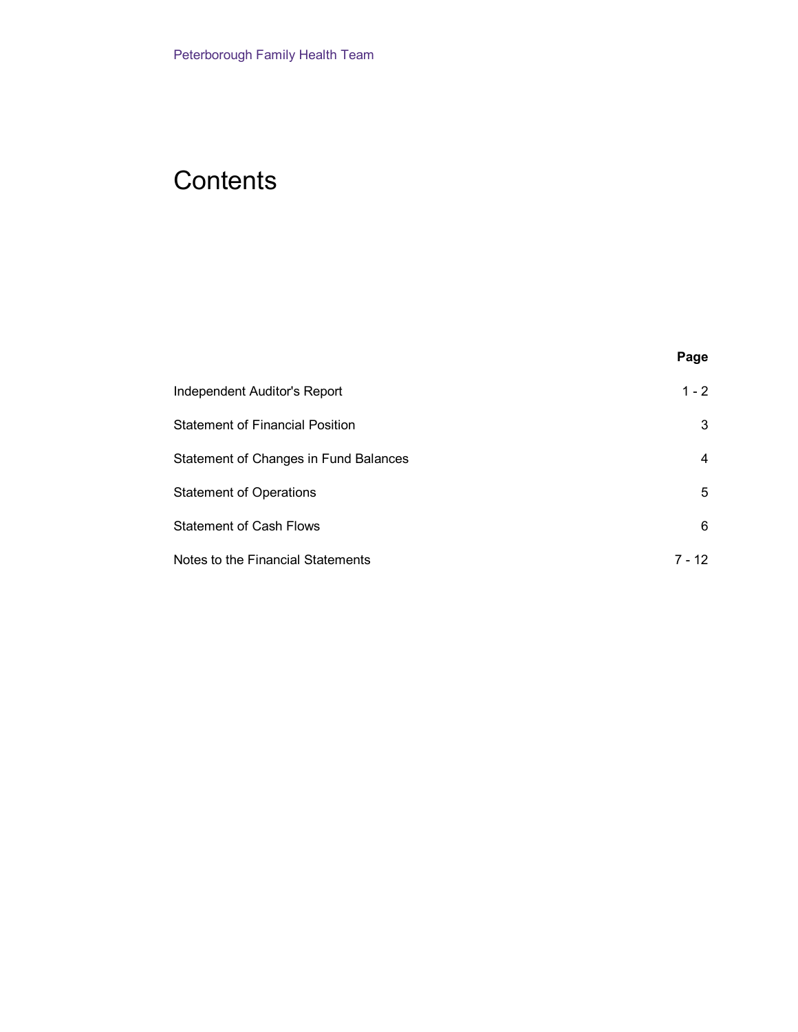Peterborough Family Health Team

# Contents

| | Page |
| --- | --- |
| Independent Auditor's Report | 1 - 2 |
| Statement of Financial Position | 3 |
| Statement of Changes in Fund Balances | 4 |
| Statement of Operations | 5 |
| Statement of Cash Flows | 6 |
| Notes to the Financial Statements | 7 - 12 |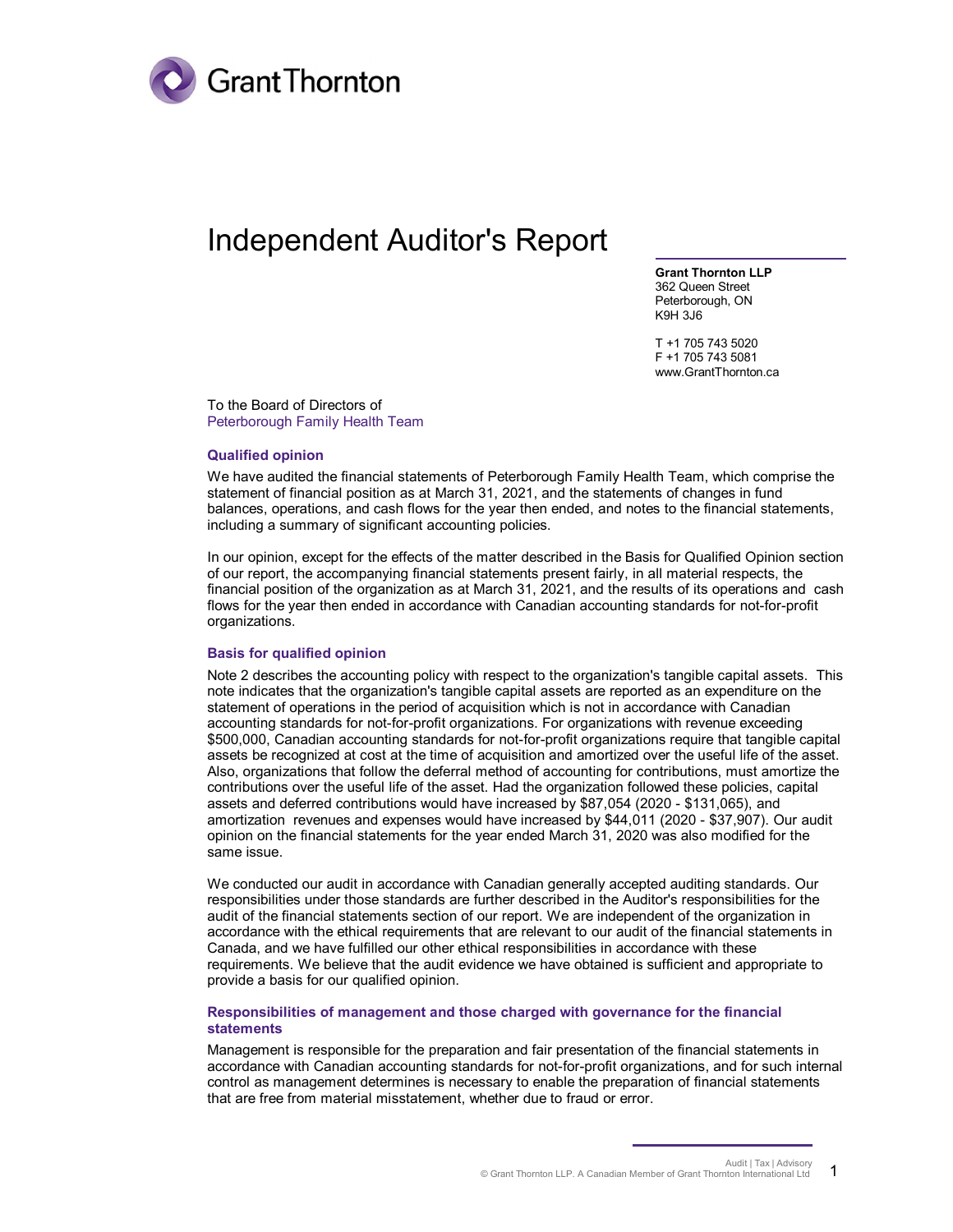Grant Thornton

# Independent Auditor's Report

**Grant Thornton LLP**
362 Queen Street
Peterborough, ON
K9H 3J6

T +1 705 743 5020
F +1 705 743 5081
www.GrantThornton.ca

To the Board of Directors of
Peterborough Family Health Team

### Qualified opinion

We have audited the financial statements of Peterborough Family Health Team, which comprise the statement of financial position as at March 31, 2021, and the statements of changes in fund balances, operations, and cash flows for the year then ended, and notes to the financial statements, including a summary of significant accounting policies.

In our opinion, except for the effects of the matter described in the Basis for Qualified Opinion section of our report, the accompanying financial statements present fairly, in all material respects, the financial position of the organization as at March 31, 2021, and the results of its operations and cash flows for the year then ended in accordance with Canadian accounting standards for not-for-profit organizations.

### Basis for qualified opinion

Note 2 describes the accounting policy with respect to the organization's tangible capital assets. This note indicates that the organization's tangible capital assets are reported as an expenditure on the statement of operations in the period of acquisition which is not in accordance with Canadian accounting standards for not-for-profit organizations. For organizations with revenue exceeding $500,000, Canadian accounting standards for not-for-profit organizations require that tangible capital assets be recognized at cost at the time of acquisition and amortized over the useful life of the asset. Also, organizations that follow the deferral method of accounting for contributions, must amortize the contributions over the useful life of the asset. Had the organization followed these policies, capital assets and deferred contributions would have increased by $87,054 (2020 - $131,065), and amortization revenues and expenses would have increased by $44,011 (2020 - $37,907). Our audit opinion on the financial statements for the year ended March 31, 2020 was also modified for the same issue.

We conducted our audit in accordance with Canadian generally accepted auditing standards. Our responsibilities under those standards are further described in the Auditor's responsibilities for the audit of the financial statements section of our report. We are independent of the organization in accordance with the ethical requirements that are relevant to our audit of the financial statements in Canada, and we have fulfilled our other ethical responsibilities in accordance with these requirements. We believe that the audit evidence we have obtained is sufficient and appropriate to provide a basis for our qualified opinion.

### Responsibilities of management and those charged with governance for the financial statements

Management is responsible for the preparation and fair presentation of the financial statements in accordance with Canadian accounting standards for not-for-profit organizations, and for such internal control as management determines is necessary to enable the preparation of financial statements that are free from material misstatement, whether due to fraud or error.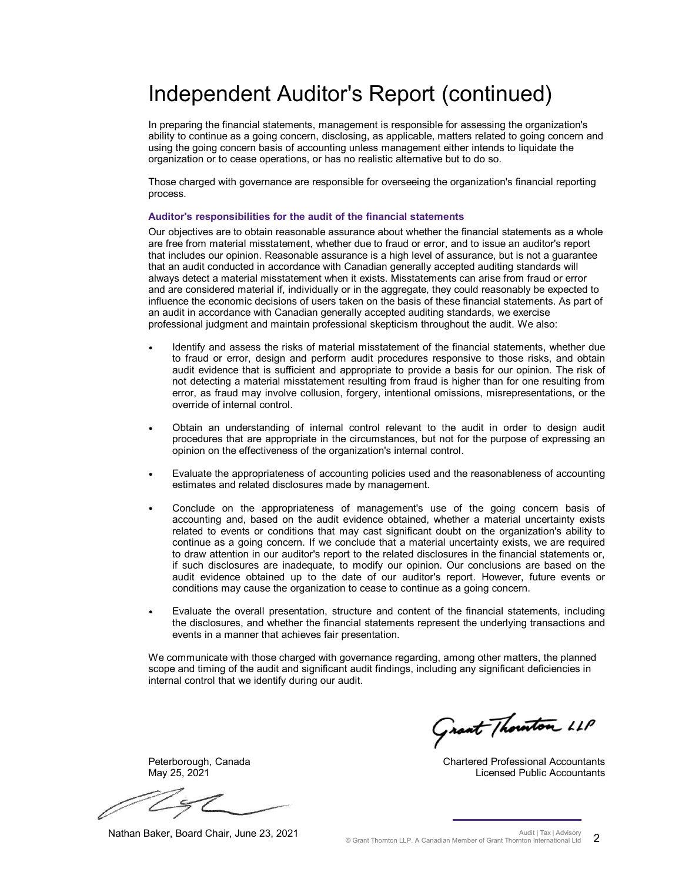# Independent Auditor's Report (continued)

In preparing the financial statements, management is responsible for assessing the organization's ability to continue as a going concern, disclosing, as applicable, matters related to going concern and using the going concern basis of accounting unless management either intends to liquidate the organization or to cease operations, or has no realistic alternative but to do so.

Those charged with governance are responsible for overseeing the organization's financial reporting process.

**Auditor's responsibilities for the audit of the financial statements**

Our objectives are to obtain reasonable assurance about whether the financial statements as a whole are free from material misstatement, whether due to fraud or error, and to issue an auditor's report that includes our opinion. Reasonable assurance is a high level of assurance, but is not a guarantee that an audit conducted in accordance with Canadian generally accepted auditing standards will always detect a material misstatement when it exists. Misstatements can arise from fraud or error and are considered material if, individually or in the aggregate, they could reasonably be expected to influence the economic decisions of users taken on the basis of these financial statements. As part of an audit in accordance with Canadian generally accepted auditing standards, we exercise professional judgment and maintain professional skepticism throughout the audit. We also:

- Identify and assess the risks of material misstatement of the financial statements, whether due to fraud or error, design and perform audit procedures responsive to those risks, and obtain audit evidence that is sufficient and appropriate to provide a basis for our opinion. The risk of not detecting a material misstatement resulting from fraud is higher than for one resulting from error, as fraud may involve collusion, forgery, intentional omissions, misrepresentations, or the override of internal control.

- Obtain an understanding of internal control relevant to the audit in order to design audit procedures that are appropriate in the circumstances, but not for the purpose of expressing an opinion on the effectiveness of the organization's internal control.

- Evaluate the appropriateness of accounting policies used and the reasonableness of accounting estimates and related disclosures made by management.

- Conclude on the appropriateness of management's use of the going concern basis of accounting and, based on the audit evidence obtained, whether a material uncertainty exists related to events or conditions that may cast significant doubt on the organization's ability to continue as a going concern. If we conclude that a material uncertainty exists, we are required to draw attention in our auditor's report to the related disclosures in the financial statements or, if such disclosures are inadequate, to modify our opinion. Our conclusions are based on the audit evidence obtained up to the date of our auditor's report. However, future events or conditions may cause the organization to cease to continue as a going concern.

- Evaluate the overall presentation, structure and content of the financial statements, including the disclosures, and whether the financial statements represent the underlying transactions and events in a manner that achieves fair presentation.

We communicate with those charged with governance regarding, among other matters, the planned scope and timing of the audit and significant audit findings, including any significant deficiencies in internal control that we identify during our audit.

Grant Thornton LLP

Peterborough, Canada
May 25, 2021

Chartered Professional Accountants
Licensed Public Accountants

Nathan Baker, Board Chair, June 23, 2021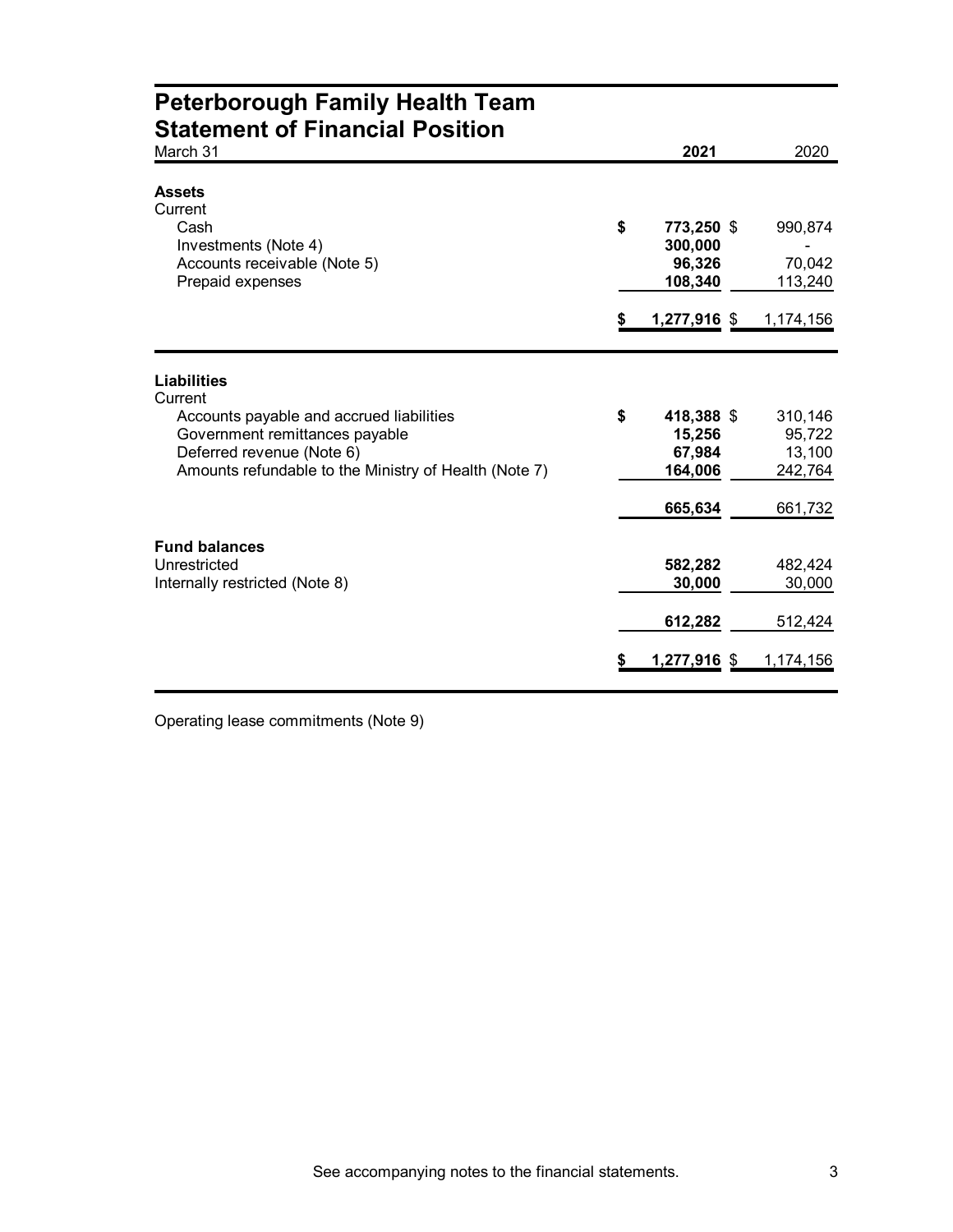# Peterborough Family Health Team
## Statement of Financial Position

| March 31 | 2021 | 2020 |
|---|---|---|
| **Assets** | | |
| Current | | |
| Cash | $ 773,250 | $ 990,874 |
| Investments (Note 4) | 300,000 | - |
| Accounts receivable (Note 5) | 96,326 | 70,042 |
| Prepaid expenses | 108,340 | 113,240 |
| | $ 1,277,916 | $ 1,174,156 |
| **Liabilities** | | |
| Current | | |
| Accounts payable and accrued liabilities | $ 418,388 | $ 310,146 |
| Government remittances payable | 15,256 | 95,722 |
| Deferred revenue (Note 6) | 67,984 | 13,100 |
| Amounts refundable to the Ministry of Health (Note 7) | 164,006 | 242,764 |
| | 665,634 | 661,732 |
| **Fund balances** | | |
| Unrestricted | 582,282 | 482,424 |
| Internally restricted (Note 8) | 30,000 | 30,000 |
| | 612,282 | 512,424 |
| | $ 1,277,916 | $ 1,174,156 |

Operating lease commitments (Note 9)

See accompanying notes to the financial statements.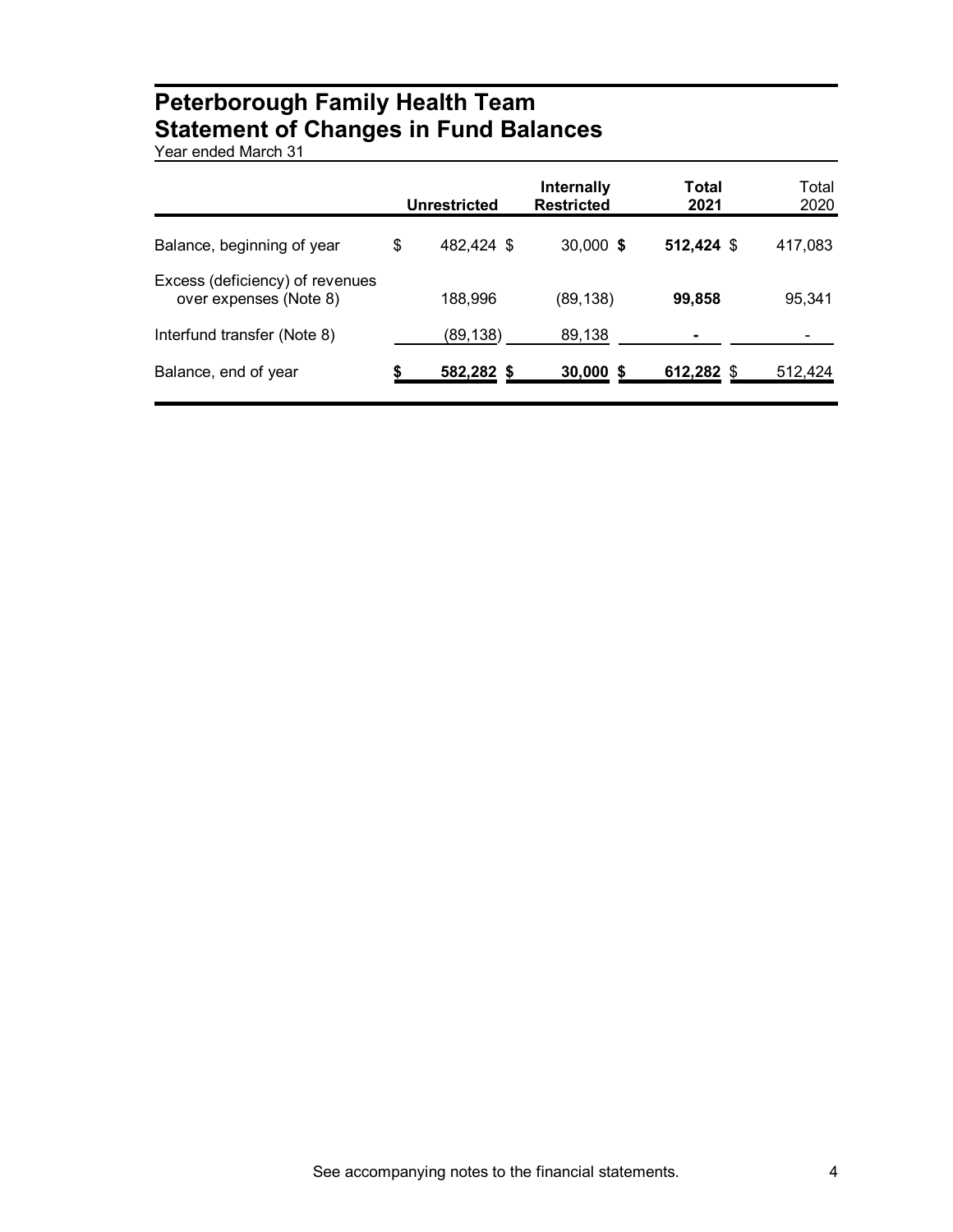# Peterborough Family Health Team
# Statement of Changes in Fund Balances

Year ended March 31

| | Unrestricted | Internally Restricted | Total 2021 | Total 2020 |
|---|---|---|---|---|
| Balance, beginning of year | $ 482,424 | $ 30,000 | **$ 512,424** | $ 417,083 |
| Excess (deficiency) of revenues over expenses (Note 8) | 188,996 | (89,138) | **99,858** | 95,341 |
| Interfund transfer (Note 8) | (89,138) | 89,138 | **-** | - |
| Balance, end of year | **$ 582,282** | **$ 30,000** | **$ 612,282** | $ 512,424 |

See accompanying notes to the financial statements.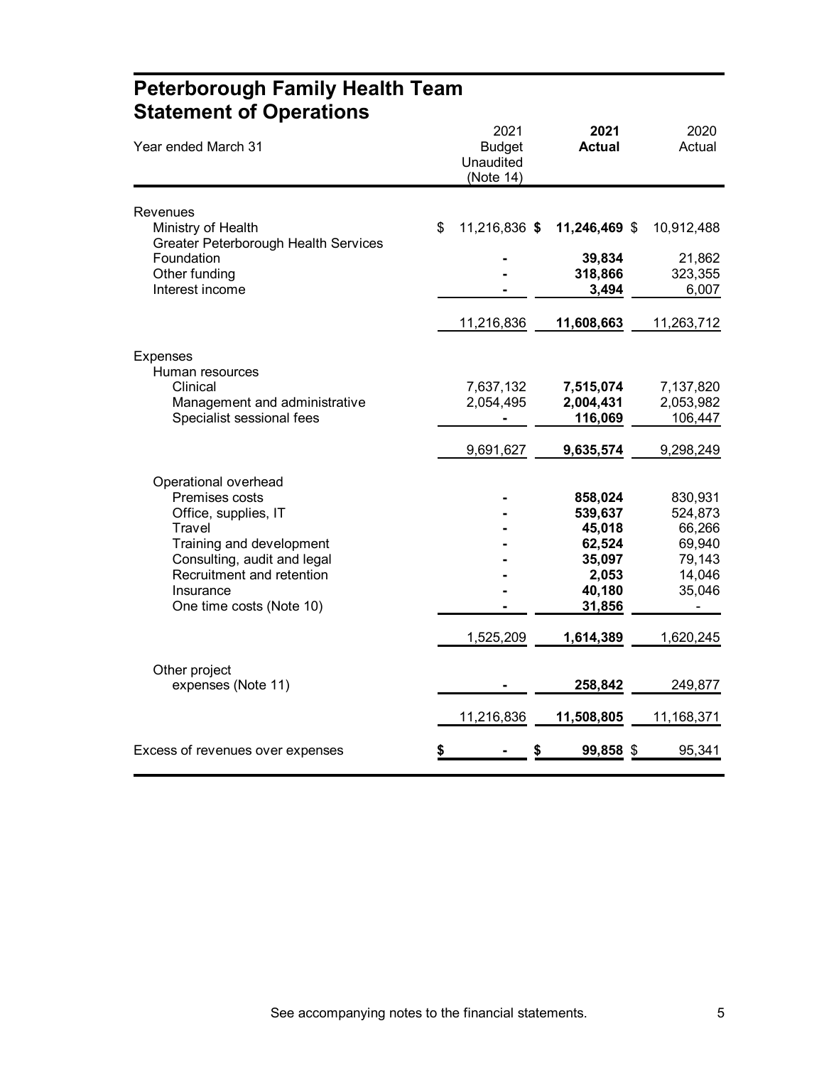# Peterborough Family Health Team
## Statement of Operations

| Year ended March 31 | 2021 Budget Unaudited (Note 14) | **2021 Actual** | 2020 Actual |
|---|---|---|---|
| Revenues | | | |
| Ministry of Health | $ 11,216,836 | **$ 11,246,469** | $ 10,912,488 |
| Greater Peterborough Health Services Foundation | - | **39,834** | 21,862 |
| Other funding | - | **318,866** | 323,355 |
| Interest income | - | **3,494** | 6,007 |
| | 11,216,836 | **11,608,663** | 11,263,712 |
| Expenses | | | |
| Human resources | | | |
| Clinical | 7,637,132 | **7,515,074** | 7,137,820 |
| Management and administrative | 2,054,495 | **2,004,431** | 2,053,982 |
| Specialist sessional fees | - | **116,069** | 106,447 |
| | 9,691,627 | **9,635,574** | 9,298,249 |
| Operational overhead | | | |
| Premises costs | - | **858,024** | 830,931 |
| Office, supplies, IT | - | **539,637** | 524,873 |
| Travel | - | **45,018** | 66,266 |
| Training and development | - | **62,524** | 69,940 |
| Consulting, audit and legal | - | **35,097** | 79,143 |
| Recruitment and retention | - | **2,053** | 14,046 |
| Insurance | - | **40,180** | 35,046 |
| One time costs (Note 10) | - | **31,856** | - |
| | 1,525,209 | **1,614,389** | 1,620,245 |
| Other project expenses (Note 11) | - | **258,842** | 249,877 |
| | 11,216,836 | **11,508,805** | 11,168,371 |
| Excess of revenues over expenses | $ - | **$ 99,858** | $ 95,341 |

See accompanying notes to the financial statements.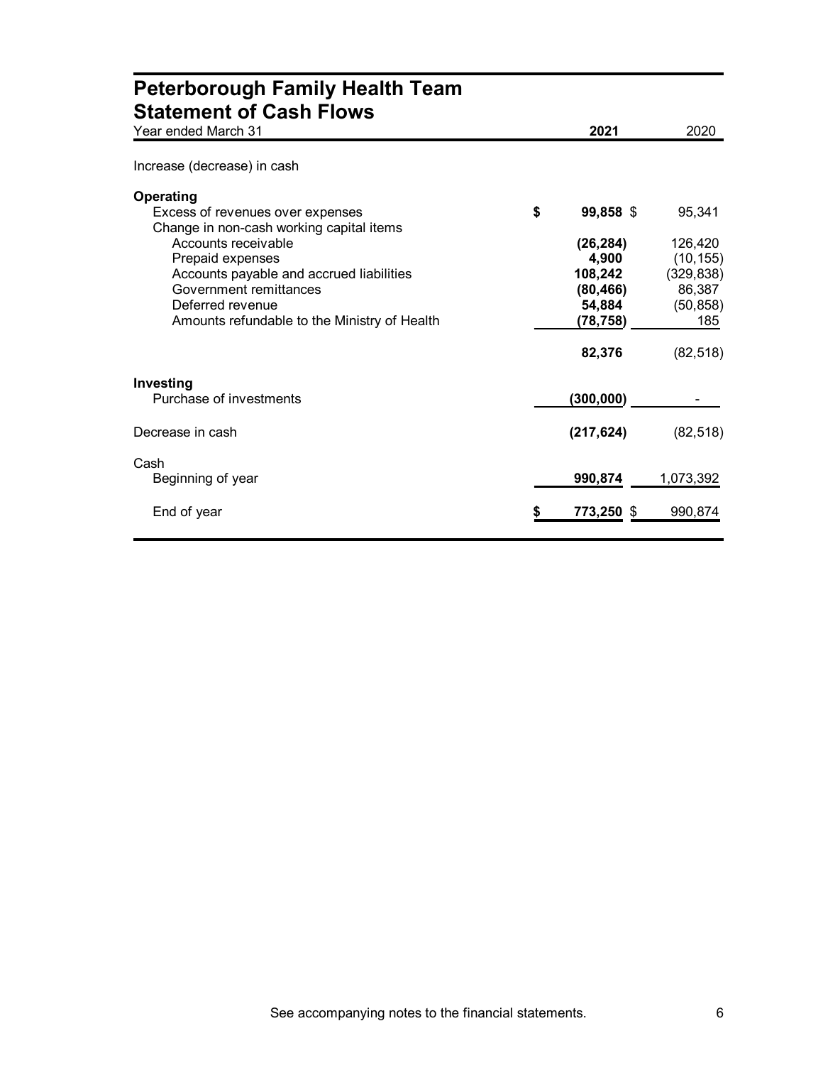# Peterborough Family Health Team
## Statement of Cash Flows

| Year ended March 31 | 2021 | 2020 |
|---|---|---|
| Increase (decrease) in cash | | |
| **Operating** | | |
| Excess of revenues over expenses | **$ 99,858** | $ 95,341 |
| Change in non-cash working capital items | | |
| Accounts receivable | **(26,284)** | 126,420 |
| Prepaid expenses | **4,900** | (10,155) |
| Accounts payable and accrued liabilities | **108,242** | (329,838) |
| Government remittances | **(80,466)** | 86,387 |
| Deferred revenue | **54,884** | (50,858) |
| Amounts refundable to the Ministry of Health | **(78,758)** | 185 |
| | **82,376** | (82,518) |
| **Investing** | | |
| Purchase of investments | **(300,000)** | - |
| Decrease in cash | **(217,624)** | (82,518) |
| Cash | | |
| Beginning of year | **990,874** | 1,073,392 |
| End of year | **$ 773,250** | $ 990,874 |

See accompanying notes to the financial statements.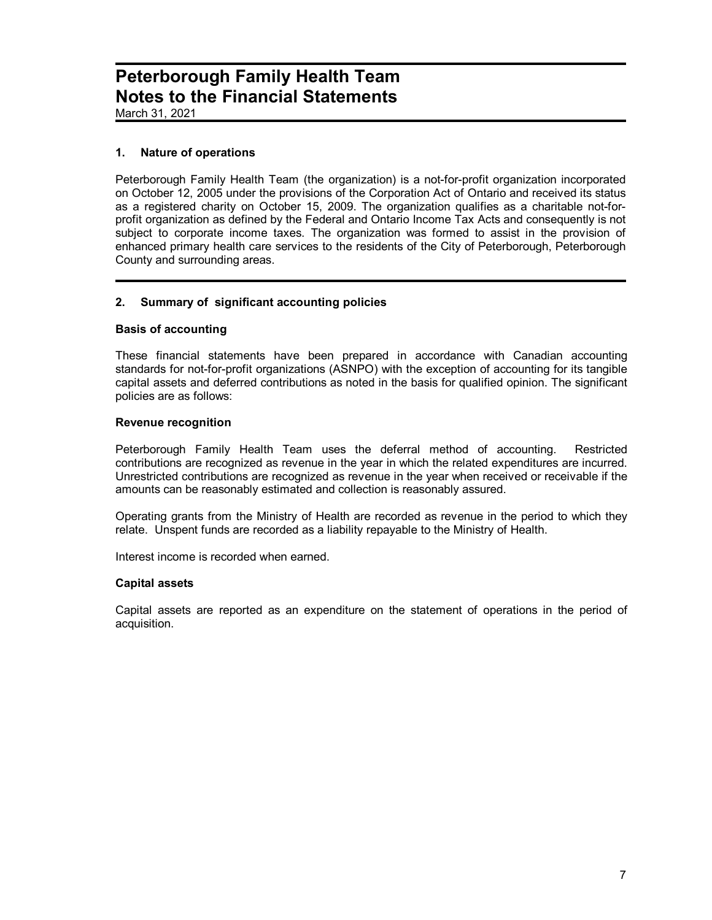# Peterborough Family Health Team
# Notes to the Financial Statements

March 31, 2021

## 1. Nature of operations

Peterborough Family Health Team (the organization) is a not-for-profit organization incorporated on October 12, 2005 under the provisions of the Corporation Act of Ontario and received its status as a registered charity on October 15, 2009. The organization qualifies as a charitable not-for-profit organization as defined by the Federal and Ontario Income Tax Acts and consequently is not subject to corporate income taxes. The organization was formed to assist in the provision of enhanced primary health care services to the residents of the City of Peterborough, Peterborough County and surrounding areas.

## 2. Summary of significant accounting policies

### Basis of accounting

These financial statements have been prepared in accordance with Canadian accounting standards for not-for-profit organizations (ASNPO) with the exception of accounting for its tangible capital assets and deferred contributions as noted in the basis for qualified opinion. The significant policies are as follows:

### Revenue recognition

Peterborough Family Health Team uses the deferral method of accounting. Restricted contributions are recognized as revenue in the year in which the related expenditures are incurred. Unrestricted contributions are recognized as revenue in the year when received or receivable if the amounts can be reasonably estimated and collection is reasonably assured.

Operating grants from the Ministry of Health are recorded as revenue in the period to which they relate. Unspent funds are recorded as a liability repayable to the Ministry of Health.

Interest income is recorded when earned.

### Capital assets

Capital assets are reported as an expenditure on the statement of operations in the period of acquisition.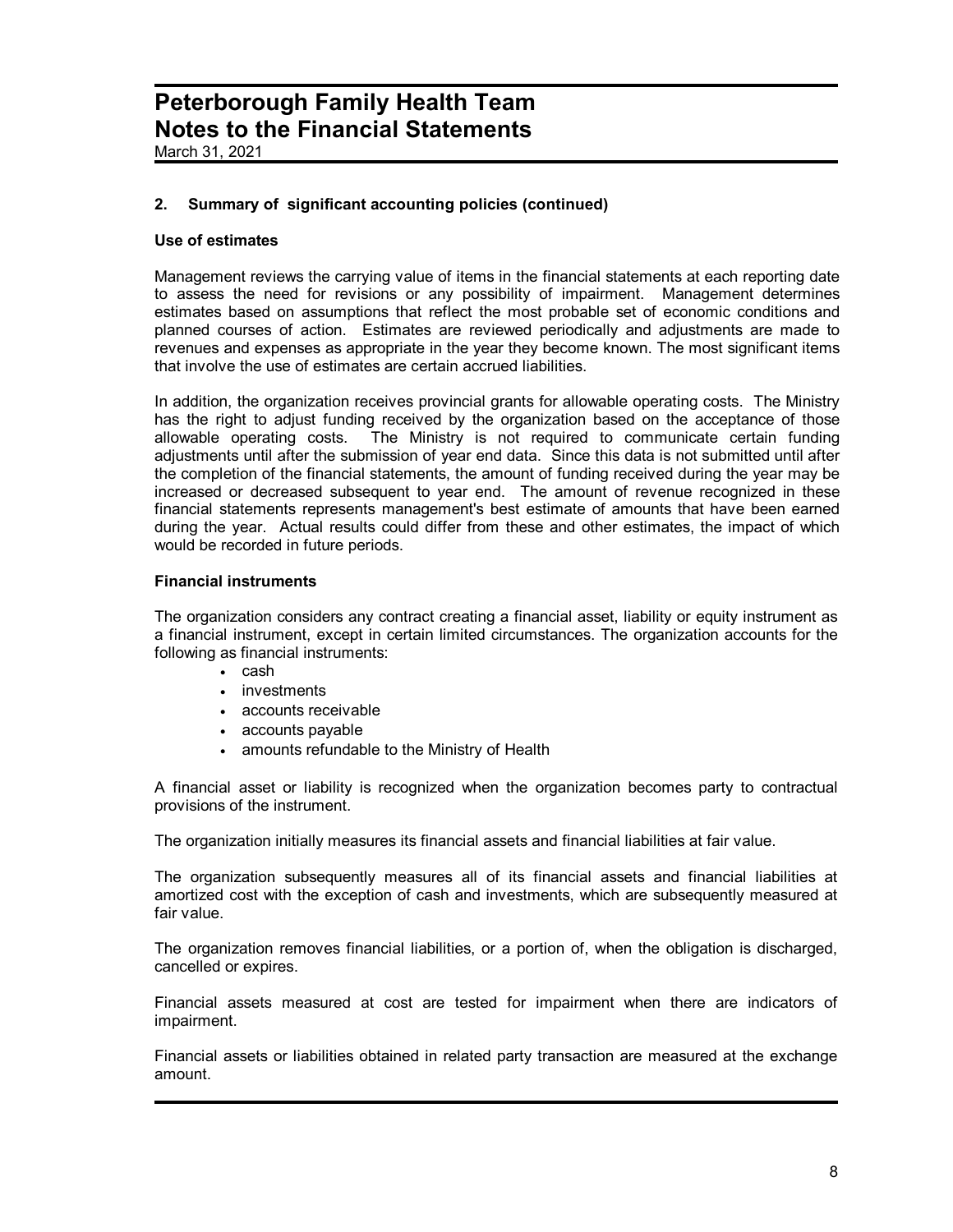# Peterborough Family Health Team
# Notes to the Financial Statements

March 31, 2021

## 2. Summary of significant accounting policies (continued)

### Use of estimates

Management reviews the carrying value of items in the financial statements at each reporting date to assess the need for revisions or any possibility of impairment. Management determines estimates based on assumptions that reflect the most probable set of economic conditions and planned courses of action. Estimates are reviewed periodically and adjustments are made to revenues and expenses as appropriate in the year they become known. The most significant items that involve the use of estimates are certain accrued liabilities.

In addition, the organization receives provincial grants for allowable operating costs. The Ministry has the right to adjust funding received by the organization based on the acceptance of those allowable operating costs. The Ministry is not required to communicate certain funding adjustments until after the submission of year end data. Since this data is not submitted until after the completion of the financial statements, the amount of funding received during the year may be increased or decreased subsequent to year end. The amount of revenue recognized in these financial statements represents management's best estimate of amounts that have been earned during the year. Actual results could differ from these and other estimates, the impact of which would be recorded in future periods.

### Financial instruments

The organization considers any contract creating a financial asset, liability or equity instrument as a financial instrument, except in certain limited circumstances. The organization accounts for the following as financial instruments:

- cash
- investments
- accounts receivable
- accounts payable
- amounts refundable to the Ministry of Health

A financial asset or liability is recognized when the organization becomes party to contractual provisions of the instrument.

The organization initially measures its financial assets and financial liabilities at fair value.

The organization subsequently measures all of its financial assets and financial liabilities at amortized cost with the exception of cash and investments, which are subsequently measured at fair value.

The organization removes financial liabilities, or a portion of, when the obligation is discharged, cancelled or expires.

Financial assets measured at cost are tested for impairment when there are indicators of impairment.

Financial assets or liabilities obtained in related party transaction are measured at the exchange amount.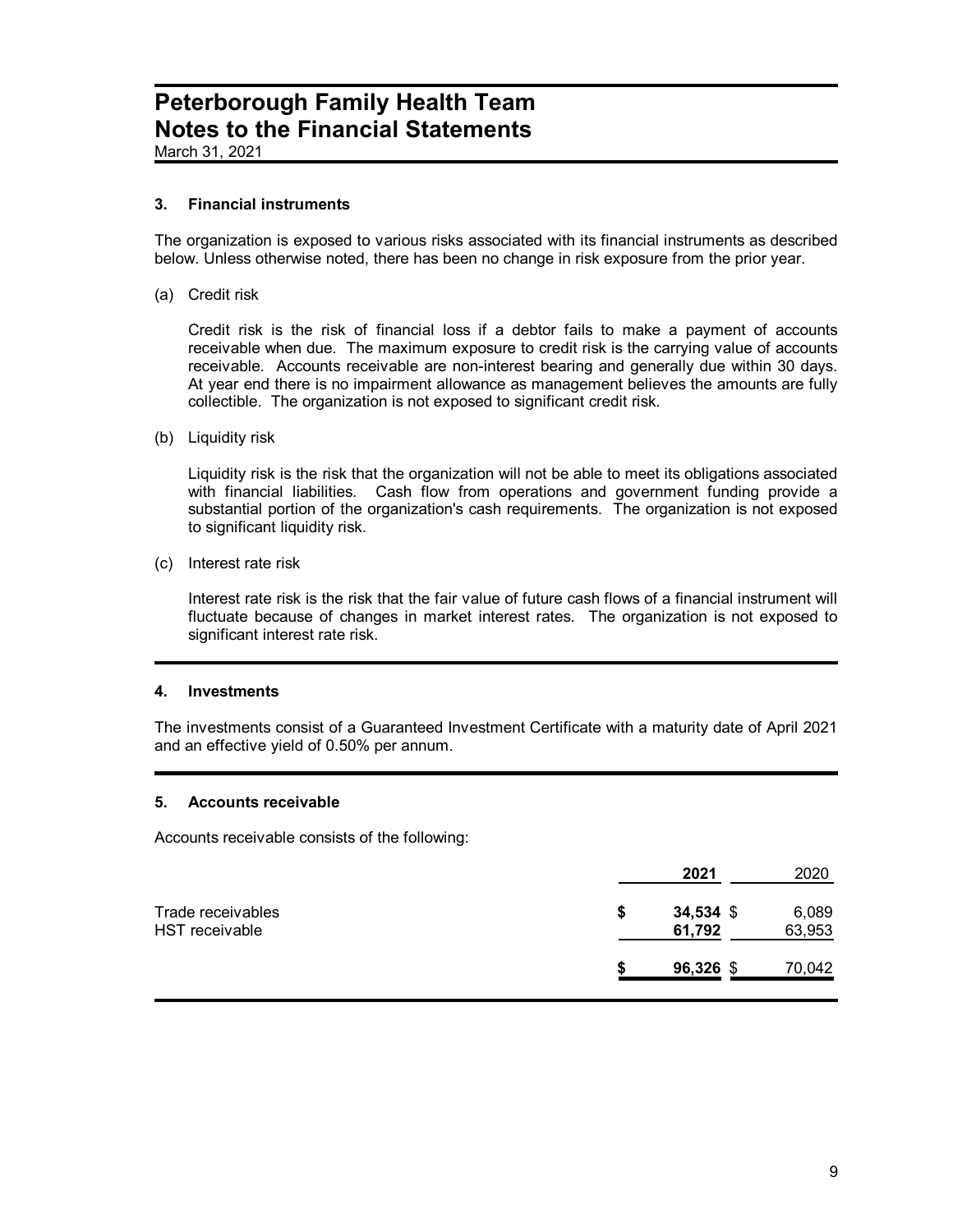# Peterborough Family Health Team
# Notes to the Financial Statements

March 31, 2021

## 3. Financial instruments

The organization is exposed to various risks associated with its financial instruments as described below. Unless otherwise noted, there has been no change in risk exposure from the prior year.

(a) Credit risk

Credit risk is the risk of financial loss if a debtor fails to make a payment of accounts receivable when due. The maximum exposure to credit risk is the carrying value of accounts receivable. Accounts receivable are non-interest bearing and generally due within 30 days. At year end there is no impairment allowance as management believes the amounts are fully collectible. The organization is not exposed to significant credit risk.

(b) Liquidity risk

Liquidity risk is the risk that the organization will not be able to meet its obligations associated with financial liabilities. Cash flow from operations and government funding provide a substantial portion of the organization's cash requirements. The organization is not exposed to significant liquidity risk.

(c) Interest rate risk

Interest rate risk is the risk that the fair value of future cash flows of a financial instrument will fluctuate because of changes in market interest rates. The organization is not exposed to significant interest rate risk.

## 4. Investments

The investments consist of a Guaranteed Investment Certificate with a maturity date of April 2021 and an effective yield of 0.50% per annum.

## 5. Accounts receivable

Accounts receivable consists of the following:

| | **2021** | 2020 |
|---|---|---|
| Trade receivables | $ **34,534** | $ 6,089 |
| HST receivable | **61,792** | 63,953 |
| | $ **96,326** | $ 70,042 |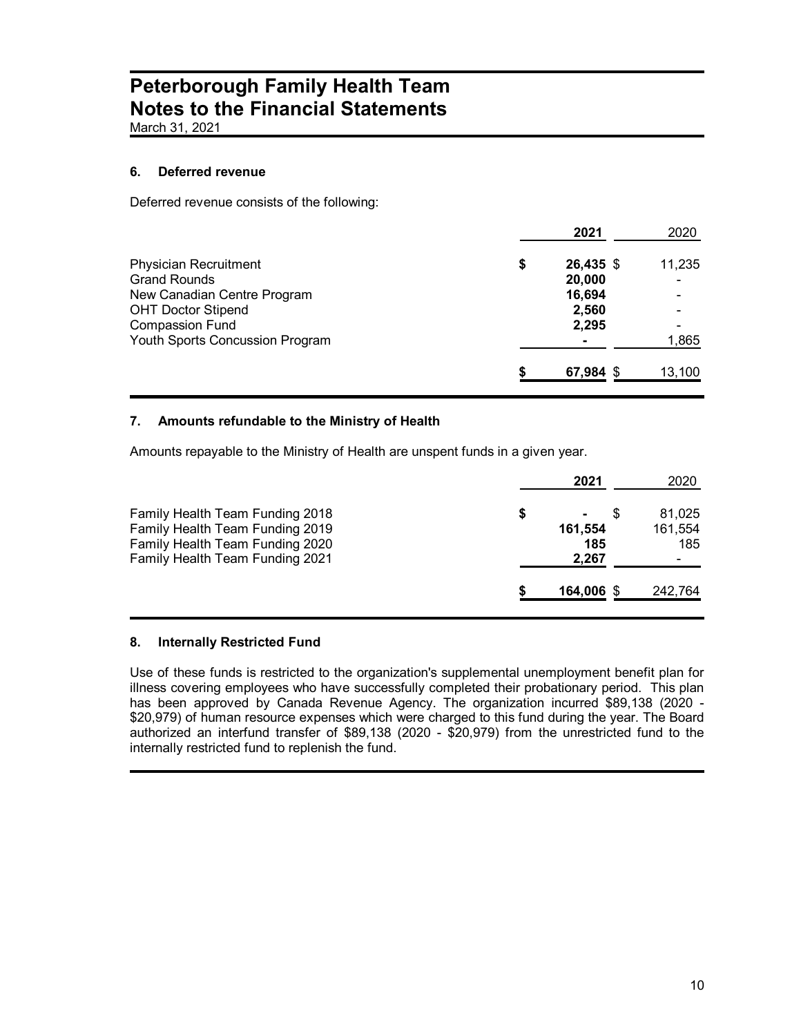# Peterborough Family Health Team
# Notes to the Financial Statements
March 31, 2021

### 6. Deferred revenue

Deferred revenue consists of the following:

| | 2021 | 2020 |
|---|---|---|
| Physician Recruitment | $ 26,435 | $ 11,235 |
| Grand Rounds | 20,000 | - |
| New Canadian Centre Program | 16,694 | - |
| OHT Doctor Stipend | 2,560 | - |
| Compassion Fund | 2,295 | - |
| Youth Sports Concussion Program | - | 1,865 |
| | $ 67,984 | $ 13,100 |

### 7. Amounts refundable to the Ministry of Health

Amounts repayable to the Ministry of Health are unspent funds in a given year.

| | 2021 | 2020 |
|---|---|---|
| Family Health Team Funding 2018 | $ - | $ 81,025 |
| Family Health Team Funding 2019 | 161,554 | 161,554 |
| Family Health Team Funding 2020 | 185 | 185 |
| Family Health Team Funding 2021 | 2,267 | - |
| | $ 164,006 | $ 242,764 |

### 8. Internally Restricted Fund

Use of these funds is restricted to the organization's supplemental unemployment benefit plan for illness covering employees who have successfully completed their probationary period. This plan has been approved by Canada Revenue Agency. The organization incurred $89,138 (2020 - $20,979) of human resource expenses which were charged to this fund during the year. The Board authorized an interfund transfer of $89,138 (2020 - $20,979) from the unrestricted fund to the internally restricted fund to replenish the fund.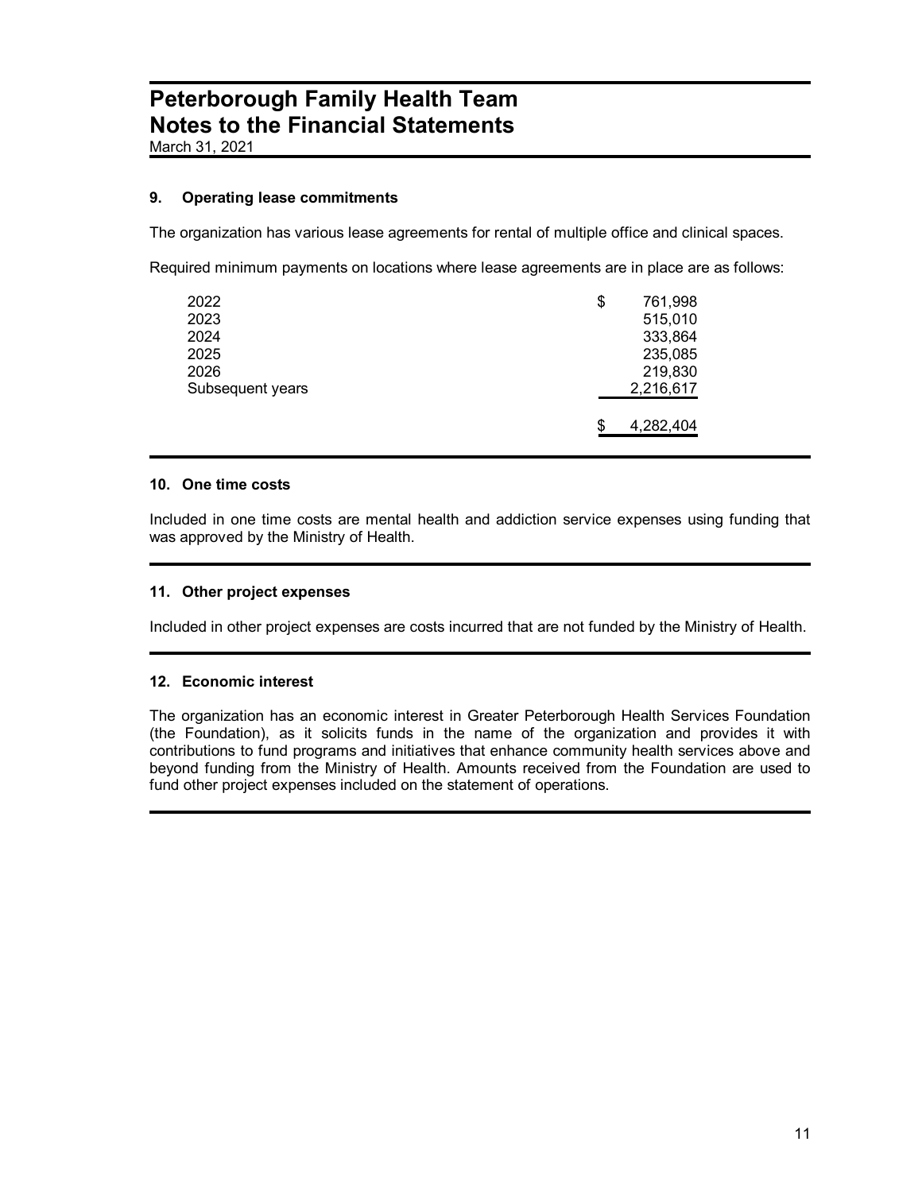# Peterborough Family Health Team
# Notes to the Financial Statements
March 31, 2021

### 9. Operating lease commitments

The organization has various lease agreements for rental of multiple office and clinical spaces.

Required minimum payments on locations where lease agreements are in place are as follows:

| | |
|---|---|
| 2022 | $ 761,998 |
| 2023 | 515,010 |
| 2024 | 333,864 |
| 2025 | 235,085 |
| 2026 | 219,830 |
| Subsequent years | 2,216,617 |
| | $ 4,282,404 |

### 10. One time costs

Included in one time costs are mental health and addiction service expenses using funding that was approved by the Ministry of Health.

### 11. Other project expenses

Included in other project expenses are costs incurred that are not funded by the Ministry of Health.

### 12. Economic interest

The organization has an economic interest in Greater Peterborough Health Services Foundation (the Foundation), as it solicits funds in the name of the organization and provides it with contributions to fund programs and initiatives that enhance community health services above and beyond funding from the Ministry of Health. Amounts received from the Foundation are used to fund other project expenses included on the statement of operations.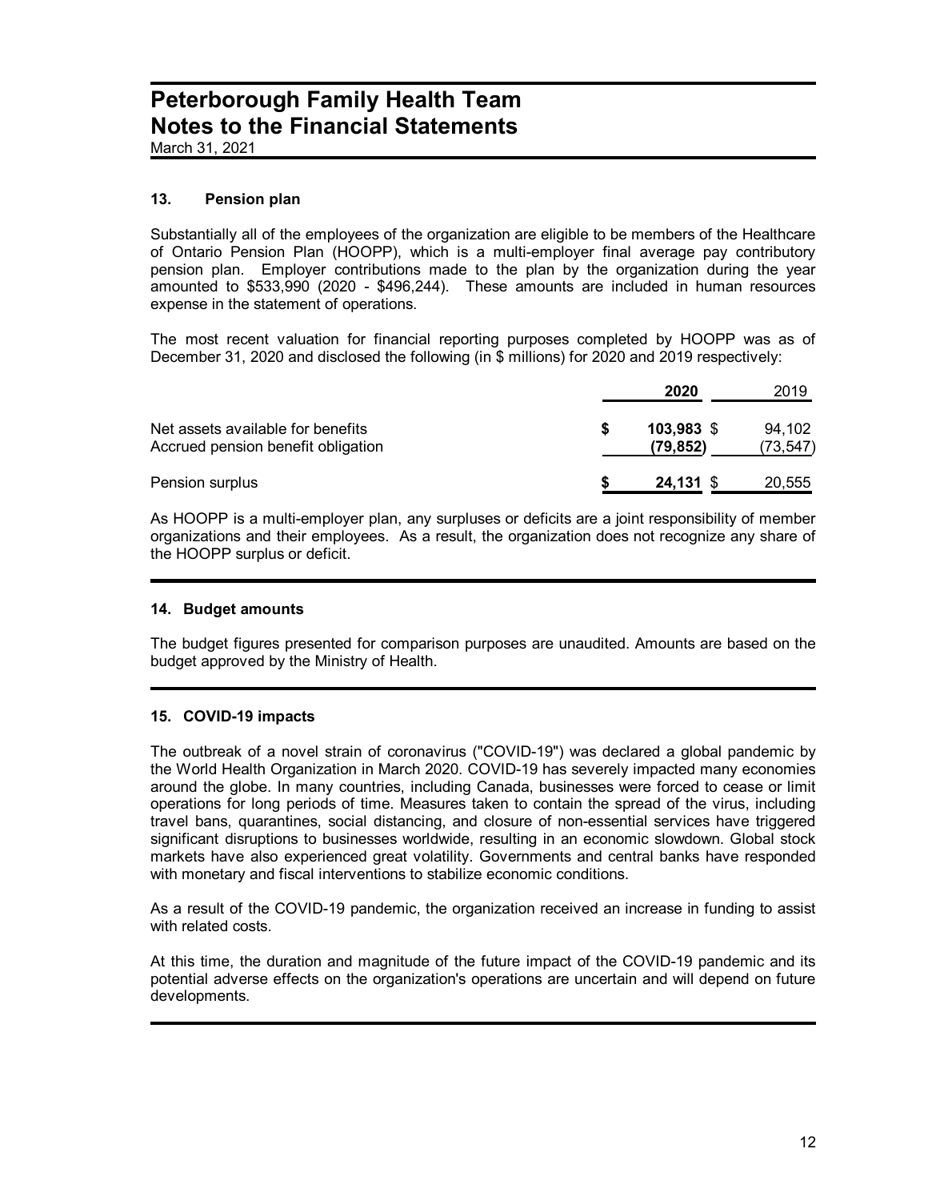# Peterborough Family Health Team
# Notes to the Financial Statements

March 31, 2021

## 13. Pension plan

Substantially all of the employees of the organization are eligible to be members of the Healthcare of Ontario Pension Plan (HOOPP), which is a multi-employer final average pay contributory pension plan. Employer contributions made to the plan by the organization during the year amounted to $533,990 (2020 - $496,244). These amounts are included in human resources expense in the statement of operations.

The most recent valuation for financial reporting purposes completed by HOOPP was as of December 31, 2020 and disclosed the following (in $ millions) for 2020 and 2019 respectively:

| | **2020** | 2019 |
|---|---|---|
| Net assets available for benefits | **$ 103,983** | $ 94,102 |
| Accrued pension benefit obligation | **(79,852)** | (73,547) |
| Pension surplus | **$ 24,131** | $ 20,555 |

As HOOPP is a multi-employer plan, any surpluses or deficits are a joint responsibility of member organizations and their employees. As a result, the organization does not recognize any share of the HOOPP surplus or deficit.

## 14. Budget amounts

The budget figures presented for comparison purposes are unaudited. Amounts are based on the budget approved by the Ministry of Health.

## 15. COVID-19 impacts

The outbreak of a novel strain of coronavirus ("COVID-19") was declared a global pandemic by the World Health Organization in March 2020. COVID-19 has severely impacted many economies around the globe. In many countries, including Canada, businesses were forced to cease or limit operations for long periods of time. Measures taken to contain the spread of the virus, including travel bans, quarantines, social distancing, and closure of non-essential services have triggered significant disruptions to businesses worldwide, resulting in an economic slowdown. Global stock markets have also experienced great volatility. Governments and central banks have responded with monetary and fiscal interventions to stabilize economic conditions.

As a result of the COVID-19 pandemic, the organization received an increase in funding to assist with related costs.

At this time, the duration and magnitude of the future impact of the COVID-19 pandemic and its potential adverse effects on the organization's operations are uncertain and will depend on future developments.